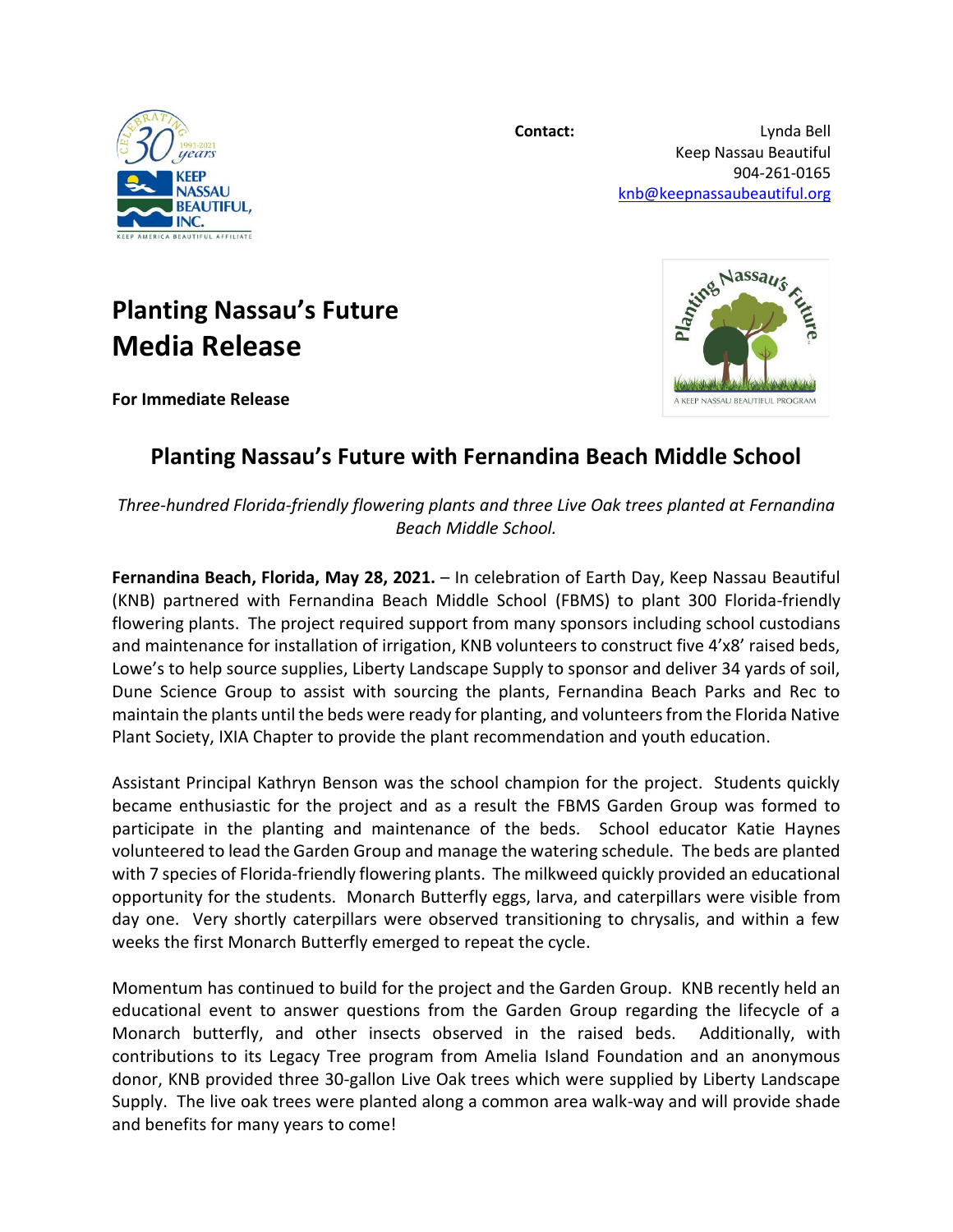**Contact:** Lynda Bell
Keep Nassau Beautiful
904-261-0165
knb@keepnassaubeautiful.org

# Planting Nassau's Future
# Media Release

**For Immediate Release**

## Planting Nassau's Future with Fernandina Beach Middle School

*Three-hundred Florida-friendly flowering plants and three Live Oak trees planted at Fernandina Beach Middle School.*

**Fernandina Beach, Florida, May 28, 2021.** – In celebration of Earth Day, Keep Nassau Beautiful (KNB) partnered with Fernandina Beach Middle School (FBMS) to plant 300 Florida-friendly flowering plants. The project required support from many sponsors including school custodians and maintenance for installation of irrigation, KNB volunteers to construct five 4'x8' raised beds, Lowe's to help source supplies, Liberty Landscape Supply to sponsor and deliver 34 yards of soil, Dune Science Group to assist with sourcing the plants, Fernandina Beach Parks and Rec to maintain the plants until the beds were ready for planting, and volunteers from the Florida Native Plant Society, IXIA Chapter to provide the plant recommendation and youth education.

Assistant Principal Kathryn Benson was the school champion for the project. Students quickly became enthusiastic for the project and as a result the FBMS Garden Group was formed to participate in the planting and maintenance of the beds. School educator Katie Haynes volunteered to lead the Garden Group and manage the watering schedule. The beds are planted with 7 species of Florida-friendly flowering plants. The milkweed quickly provided an educational opportunity for the students. Monarch Butterfly eggs, larva, and caterpillars were visible from day one. Very shortly caterpillars were observed transitioning to chrysalis, and within a few weeks the first Monarch Butterfly emerged to repeat the cycle.

Momentum has continued to build for the project and the Garden Group. KNB recently held an educational event to answer questions from the Garden Group regarding the lifecycle of a Monarch butterfly, and other insects observed in the raised beds. Additionally, with contributions to its Legacy Tree program from Amelia Island Foundation and an anonymous donor, KNB provided three 30-gallon Live Oak trees which were supplied by Liberty Landscape Supply. The live oak trees were planted along a common area walk-way and will provide shade and benefits for many years to come!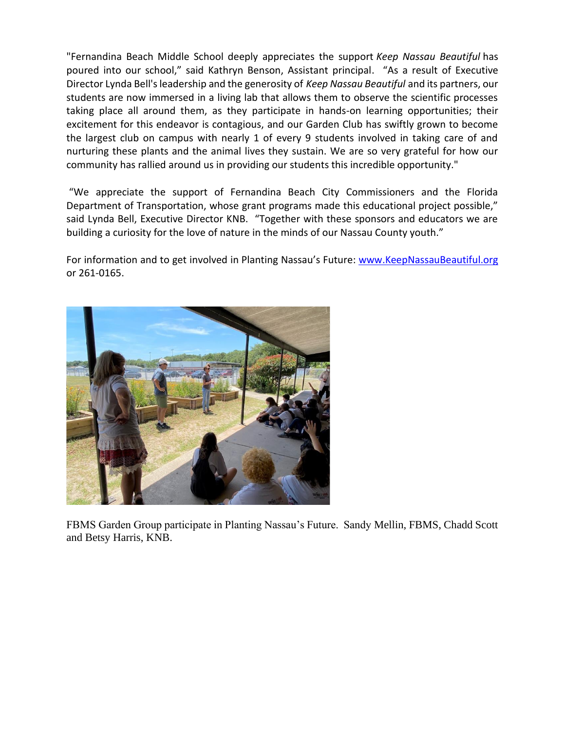"Fernandina Beach Middle School deeply appreciates the support *Keep Nassau Beautiful* has poured into our school," said Kathryn Benson, Assistant principal. "As a result of Executive Director Lynda Bell's leadership and the generosity of *Keep Nassau Beautiful* and its partners, our students are now immersed in a living lab that allows them to observe the scientific processes taking place all around them, as they participate in hands-on learning opportunities; their excitement for this endeavor is contagious, and our Garden Club has swiftly grown to become the largest club on campus with nearly 1 of every 9 students involved in taking care of and nurturing these plants and the animal lives they sustain. We are so very grateful for how our community has rallied around us in providing our students this incredible opportunity."

"We appreciate the support of Fernandina Beach City Commissioners and the Florida Department of Transportation, whose grant programs made this educational project possible," said Lynda Bell, Executive Director KNB. "Together with these sponsors and educators we are building a curiosity for the love of nature in the minds of our Nassau County youth."

For information and to get involved in Planting Nassau's Future: [www.KeepNassauBeautiful.org](http://www.KeepNassauBeautiful.org) or 261-0165.

FBMS Garden Group participate in Planting Nassau's Future. Sandy Mellin, FBMS, Chadd Scott and Betsy Harris, KNB.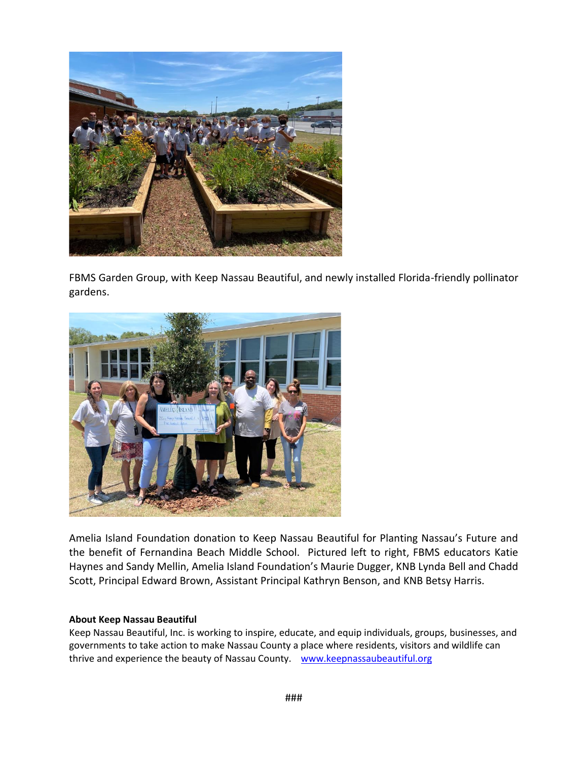FBMS Garden Group, with Keep Nassau Beautiful, and newly installed Florida-friendly pollinator gardens.

Amelia Island Foundation donation to Keep Nassau Beautiful for Planting Nassau's Future and the benefit of Fernandina Beach Middle School. Pictured left to right, FBMS educators Katie Haynes and Sandy Mellin, Amelia Island Foundation's Maurie Dugger, KNB Lynda Bell and Chadd Scott, Principal Edward Brown, Assistant Principal Kathryn Benson, and KNB Betsy Harris.

**About Keep Nassau Beautiful**

Keep Nassau Beautiful, Inc. is working to inspire, educate, and equip individuals, groups, businesses, and governments to take action to make Nassau County a place where residents, visitors and wildlife can thrive and experience the beauty of Nassau County. www.keepnassaubeautiful.org

###